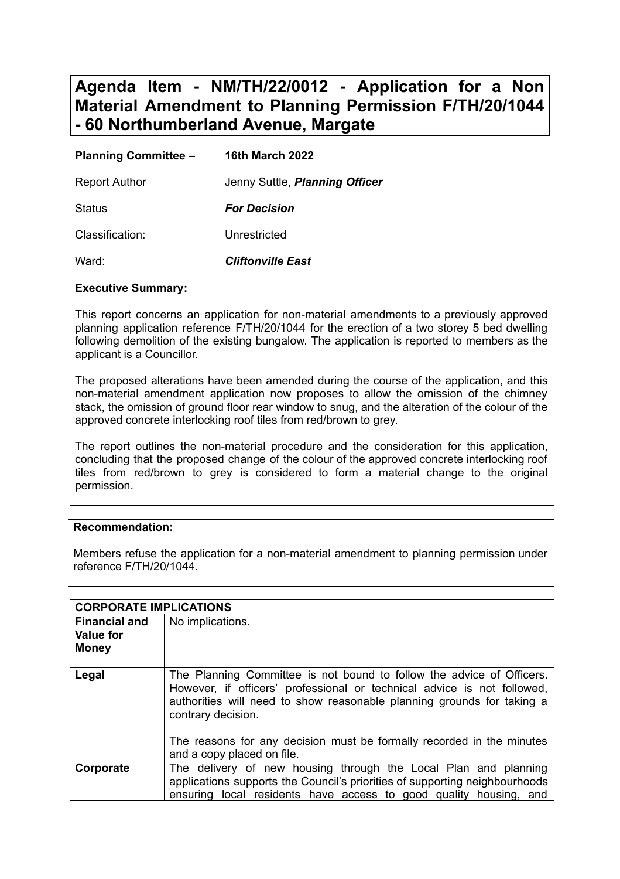# Agenda Item - NM/TH/22/0012 - Application for a Non Material Amendment to Planning Permission F/TH/20/1044 - 60 Northumberland Avenue, Margate

| | |
|---|---|
| **Planning Committee –** | **16th March 2022** |
| Report Author | Jenny Suttle, ***Planning Officer*** |
| Status | ***For Decision*** |
| Classification: | Unrestricted |
| Ward: | ***Cliftonville East*** |

**Executive Summary:**

This report concerns an application for non-material amendments to a previously approved planning application reference F/TH/20/1044 for the erection of a two storey 5 bed dwelling following demolition of the existing bungalow. The application is reported to members as the applicant is a Councillor.

The proposed alterations have been amended during the course of the application, and this non-material amendment application now proposes to allow the omission of the chimney stack, the omission of ground floor rear window to snug, and the alteration of the colour of the approved concrete interlocking roof tiles from red/brown to grey.

The report outlines the non-material procedure and the consideration for this application, concluding that the proposed change of the colour of the approved concrete interlocking roof tiles from red/brown to grey is considered to form a material change to the original permission.

**Recommendation:**

Members refuse the application for a non-material amendment to planning permission under reference F/TH/20/1044.

| **CORPORATE IMPLICATIONS** | |
|---|---|
| **Financial and Value for Money** | No implications. |
| **Legal** | The Planning Committee is not bound to follow the advice of Officers. However, if officers' professional or technical advice is not followed, authorities will need to show reasonable planning grounds for taking a contrary decision.<br><br>The reasons for any decision must be formally recorded in the minutes and a copy placed on file. |
| **Corporate** | The delivery of new housing through the Local Plan and planning applications supports the Council's priorities of supporting neighbourhoods ensuring local residents have access to good quality housing, and |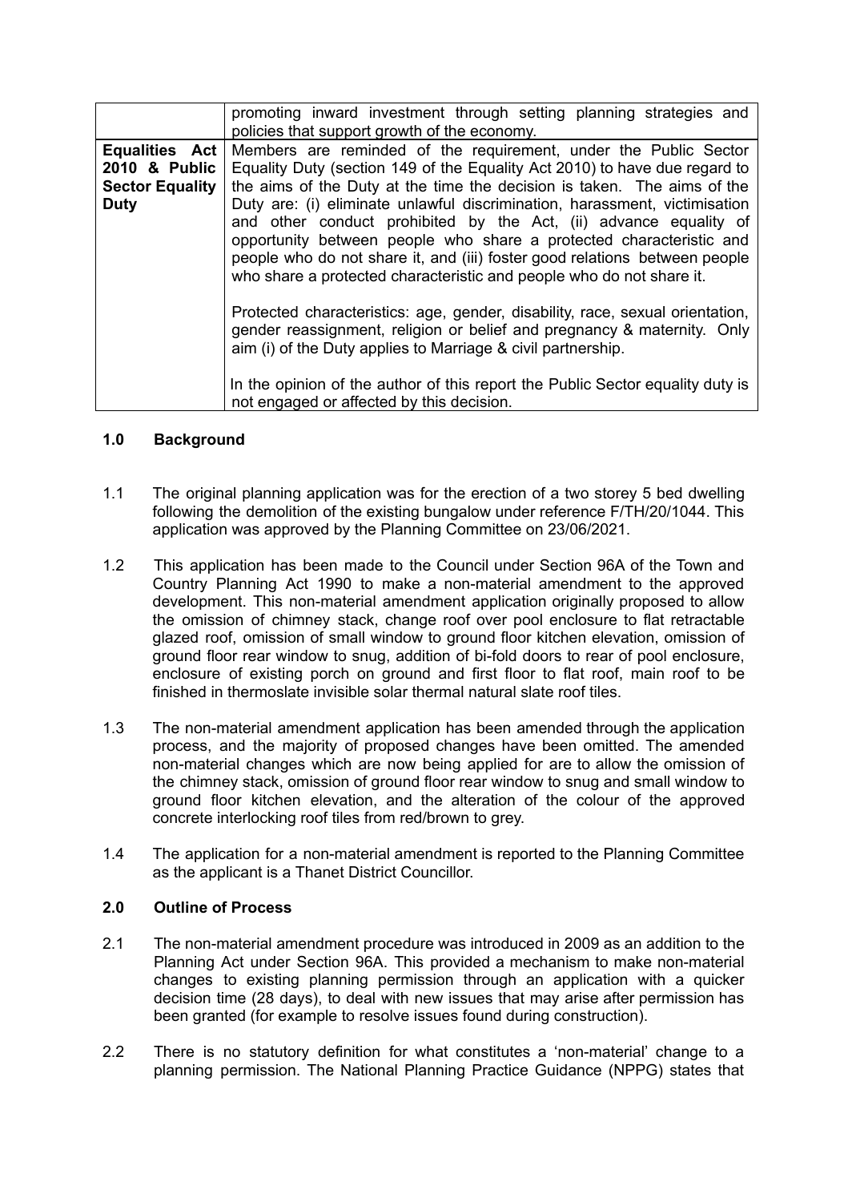| | |
|---|---|
| | promoting inward investment through setting planning strategies and policies that support growth of the economy. |
| **Equalities Act 2010 & Public Sector Equality Duty** | Members are reminded of the requirement, under the Public Sector Equality Duty (section 149 of the Equality Act 2010) to have due regard to the aims of the Duty at the time the decision is taken. The aims of the Duty are: (i) eliminate unlawful discrimination, harassment, victimisation and other conduct prohibited by the Act, (ii) advance equality of opportunity between people who share a protected characteristic and people who do not share it, and (iii) foster good relations between people who share a protected characteristic and people who do not share it.<br><br>Protected characteristics: age, gender, disability, race, sexual orientation, gender reassignment, religion or belief and pregnancy & maternity. Only aim (i) of the Duty applies to Marriage & civil partnership.<br><br>In the opinion of the author of this report the Public Sector equality duty is not engaged or affected by this decision. |

## 1.0 Background

1.1 The original planning application was for the erection of a two storey 5 bed dwelling following the demolition of the existing bungalow under reference F/TH/20/1044. This application was approved by the Planning Committee on 23/06/2021.

1.2 This application has been made to the Council under Section 96A of the Town and Country Planning Act 1990 to make a non-material amendment to the approved development. This non-material amendment application originally proposed to allow the omission of chimney stack, change roof over pool enclosure to flat retractable glazed roof, omission of small window to ground floor kitchen elevation, omission of ground floor rear window to snug, addition of bi-fold doors to rear of pool enclosure, enclosure of existing porch on ground and first floor to flat roof, main roof to be finished in thermoslate invisible solar thermal natural slate roof tiles.

1.3 The non-material amendment application has been amended through the application process, and the majority of proposed changes have been omitted. The amended non-material changes which are now being applied for are to allow the omission of the chimney stack, omission of ground floor rear window to snug and small window to ground floor kitchen elevation, and the alteration of the colour of the approved concrete interlocking roof tiles from red/brown to grey.

1.4 The application for a non-material amendment is reported to the Planning Committee as the applicant is a Thanet District Councillor.

## 2.0 Outline of Process

2.1 The non-material amendment procedure was introduced in 2009 as an addition to the Planning Act under Section 96A. This provided a mechanism to make non-material changes to existing planning permission through an application with a quicker decision time (28 days), to deal with new issues that may arise after permission has been granted (for example to resolve issues found during construction).

2.2 There is no statutory definition for what constitutes a 'non-material' change to a planning permission. The National Planning Practice Guidance (NPPG) states that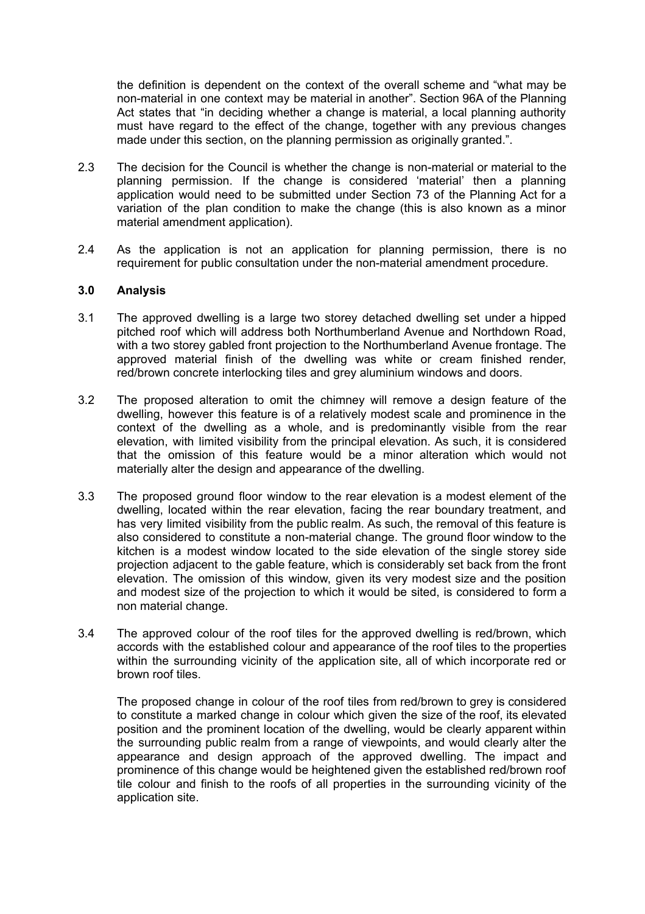the definition is dependent on the context of the overall scheme and "what may be non-material in one context may be material in another". Section 96A of the Planning Act states that "in deciding whether a change is material, a local planning authority must have regard to the effect of the change, together with any previous changes made under this section, on the planning permission as originally granted.".

2.3 The decision for the Council is whether the change is non-material or material to the planning permission. If the change is considered 'material' then a planning application would need to be submitted under Section 73 of the Planning Act for a variation of the plan condition to make the change (this is also known as a minor material amendment application).

2.4 As the application is not an application for planning permission, there is no requirement for public consultation under the non-material amendment procedure.

### 3.0 Analysis

3.1 The approved dwelling is a large two storey detached dwelling set under a hipped pitched roof which will address both Northumberland Avenue and Northdown Road, with a two storey gabled front projection to the Northumberland Avenue frontage. The approved material finish of the dwelling was white or cream finished render, red/brown concrete interlocking tiles and grey aluminium windows and doors.

3.2 The proposed alteration to omit the chimney will remove a design feature of the dwelling, however this feature is of a relatively modest scale and prominence in the context of the dwelling as a whole, and is predominantly visible from the rear elevation, with limited visibility from the principal elevation. As such, it is considered that the omission of this feature would be a minor alteration which would not materially alter the design and appearance of the dwelling.

3.3 The proposed ground floor window to the rear elevation is a modest element of the dwelling, located within the rear elevation, facing the rear boundary treatment, and has very limited visibility from the public realm. As such, the removal of this feature is also considered to constitute a non-material change. The ground floor window to the kitchen is a modest window located to the side elevation of the single storey side projection adjacent to the gable feature, which is considerably set back from the front elevation. The omission of this window, given its very modest size and the position and modest size of the projection to which it would be sited, is considered to form a non material change.

3.4 The approved colour of the roof tiles for the approved dwelling is red/brown, which accords with the established colour and appearance of the roof tiles to the properties within the surrounding vicinity of the application site, all of which incorporate red or brown roof tiles.

The proposed change in colour of the roof tiles from red/brown to grey is considered to constitute a marked change in colour which given the size of the roof, its elevated position and the prominent location of the dwelling, would be clearly apparent within the surrounding public realm from a range of viewpoints, and would clearly alter the appearance and design approach of the approved dwelling. The impact and prominence of this change would be heightened given the established red/brown roof tile colour and finish to the roofs of all properties in the surrounding vicinity of the application site.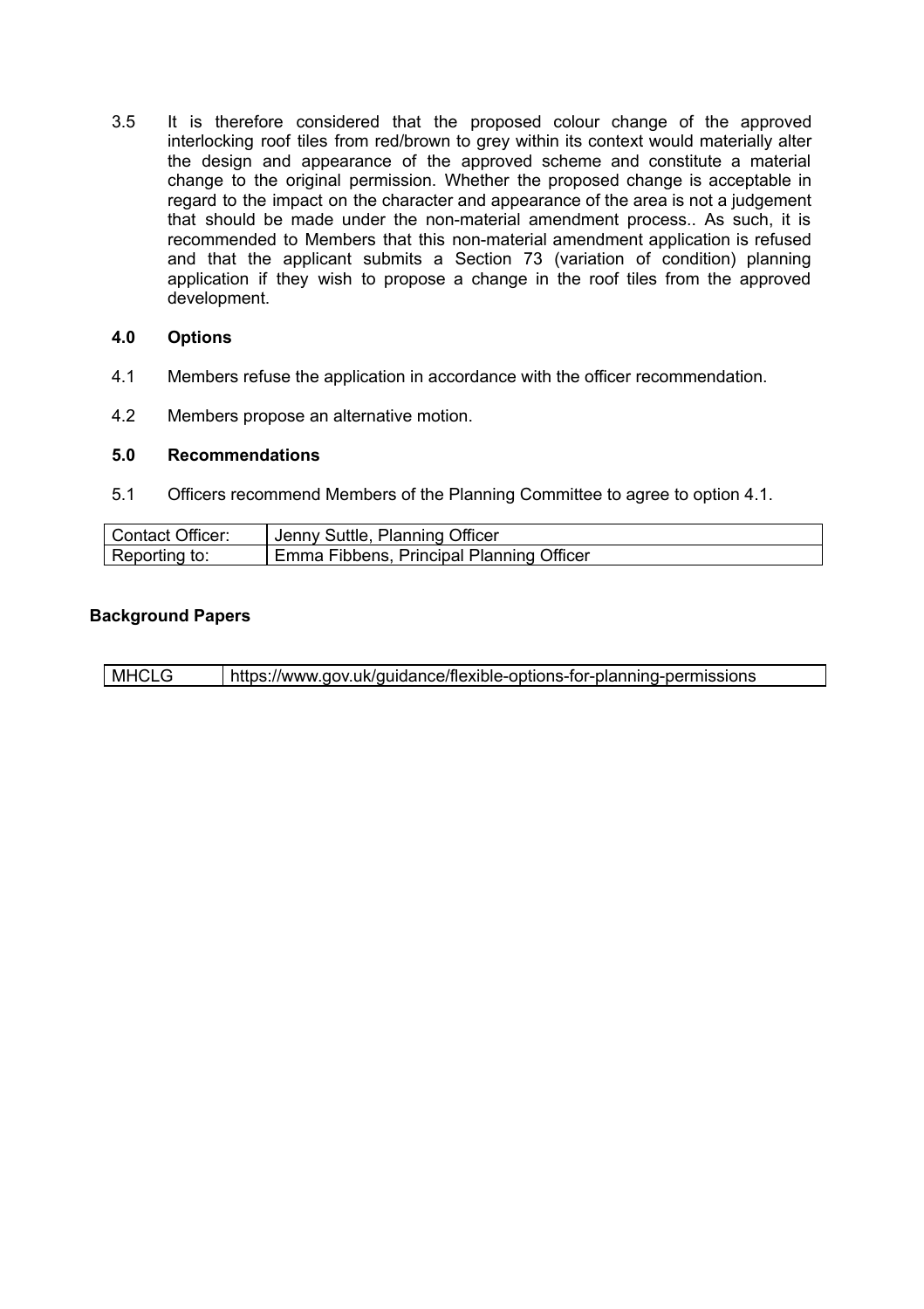3.5 It is therefore considered that the proposed colour change of the approved interlocking roof tiles from red/brown to grey within its context would materially alter the design and appearance of the approved scheme and constitute a material change to the original permission. Whether the proposed change is acceptable in regard to the impact on the character and appearance of the area is not a judgement that should be made under the non-material amendment process.. As such, it is recommended to Members that this non-material amendment application is refused and that the applicant submits a Section 73 (variation of condition) planning application if they wish to propose a change in the roof tiles from the approved development.

## 4.0 Options

4.1 Members refuse the application in accordance with the officer recommendation.

4.2 Members propose an alternative motion.

## 5.0 Recommendations

5.1 Officers recommend Members of the Planning Committee to agree to option 4.1.

| | |
|---|---|
| Contact Officer: | Jenny Suttle, Planning Officer |
| Reporting to: | Emma Fibbens, Principal Planning Officer |

**Background Papers**

| | |
|---|---|
| MHCLG | https://www.gov.uk/guidance/flexible-options-for-planning-permissions |